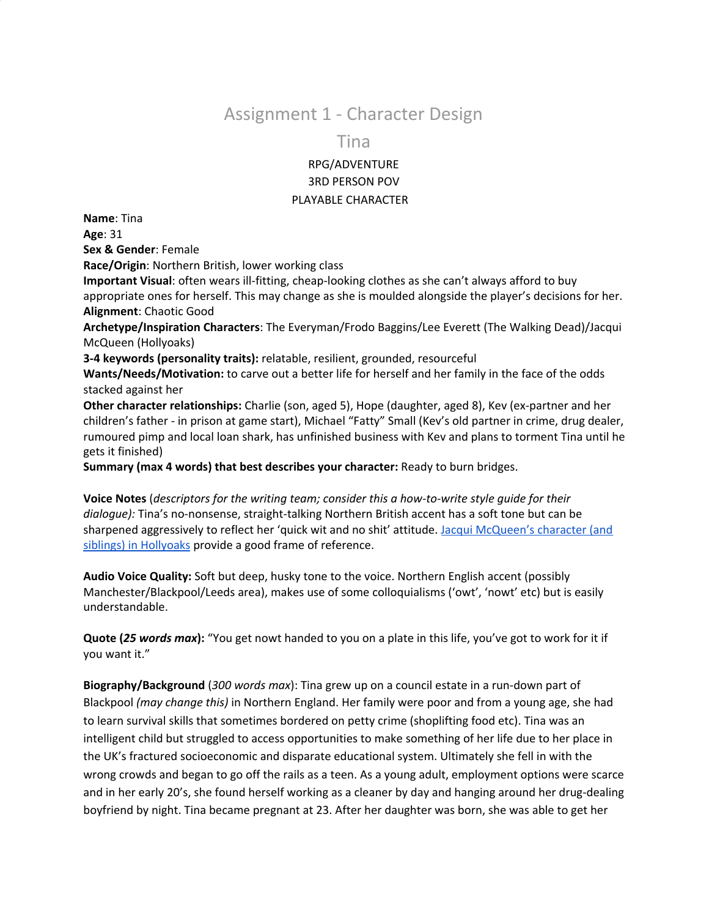# Assignment 1 - Character Design

## Tina

RPG/ADVENTURE
3RD PERSON POV
PLAYABLE CHARACTER

**Name**: Tina
**Age**: 31
**Sex & Gender**: Female
**Race/Origin**: Northern British, lower working class
**Important Visual**: often wears ill-fitting, cheap-looking clothes as she can't always afford to buy appropriate ones for herself. This may change as she is moulded alongside the player's decisions for her.
**Alignment**: Chaotic Good
**Archetype/Inspiration Characters**: The Everyman/Frodo Baggins/Lee Everett (The Walking Dead)/Jacqui McQueen (Hollyoaks)
**3-4 keywords (personality traits):** relatable, resilient, grounded, resourceful
**Wants/Needs/Motivation:** to carve out a better life for herself and her family in the face of the odds stacked against her
**Other character relationships:** Charlie (son, aged 5), Hope (daughter, aged 8), Kev (ex-partner and her children's father - in prison at game start), Michael "Fatty" Small (Kev's old partner in crime, drug dealer, rumoured pimp and local loan shark, has unfinished business with Kev and plans to torment Tina until he gets it finished)
**Summary (max 4 words) that best describes your character:** Ready to burn bridges.

**Voice Notes** (*descriptors for the writing team; consider this a how-to-write style guide for their dialogue):* Tina's no-nonsense, straight-talking Northern British accent has a soft tone but can be sharpened aggressively to reflect her 'quick wit and no shit' attitude. Jacqui McQueen's character (and siblings) in Hollyoaks provide a good frame of reference.

**Audio Voice Quality:** Soft but deep, husky tone to the voice. Northern English accent (possibly Manchester/Blackpool/Leeds area), makes use of some colloquialisms ('owt', 'nowt' etc) but is easily understandable.

**Quote (*25 words max*):** "You get nowt handed to you on a plate in this life, you've got to work for it if you want it."

**Biography/Background** (*300 words max*): Tina grew up on a council estate in a run-down part of Blackpool *(may change this)* in Northern England. Her family were poor and from a young age, she had to learn survival skills that sometimes bordered on petty crime (shoplifting food etc). Tina was an intelligent child but struggled to access opportunities to make something of her life due to her place in the UK's fractured socioeconomic and disparate educational system. Ultimately she fell in with the wrong crowds and began to go off the rails as a teen. As a young adult, employment options were scarce and in her early 20's, she found herself working as a cleaner by day and hanging around her drug-dealing boyfriend by night. Tina became pregnant at 23. After her daughter was born, she was able to get her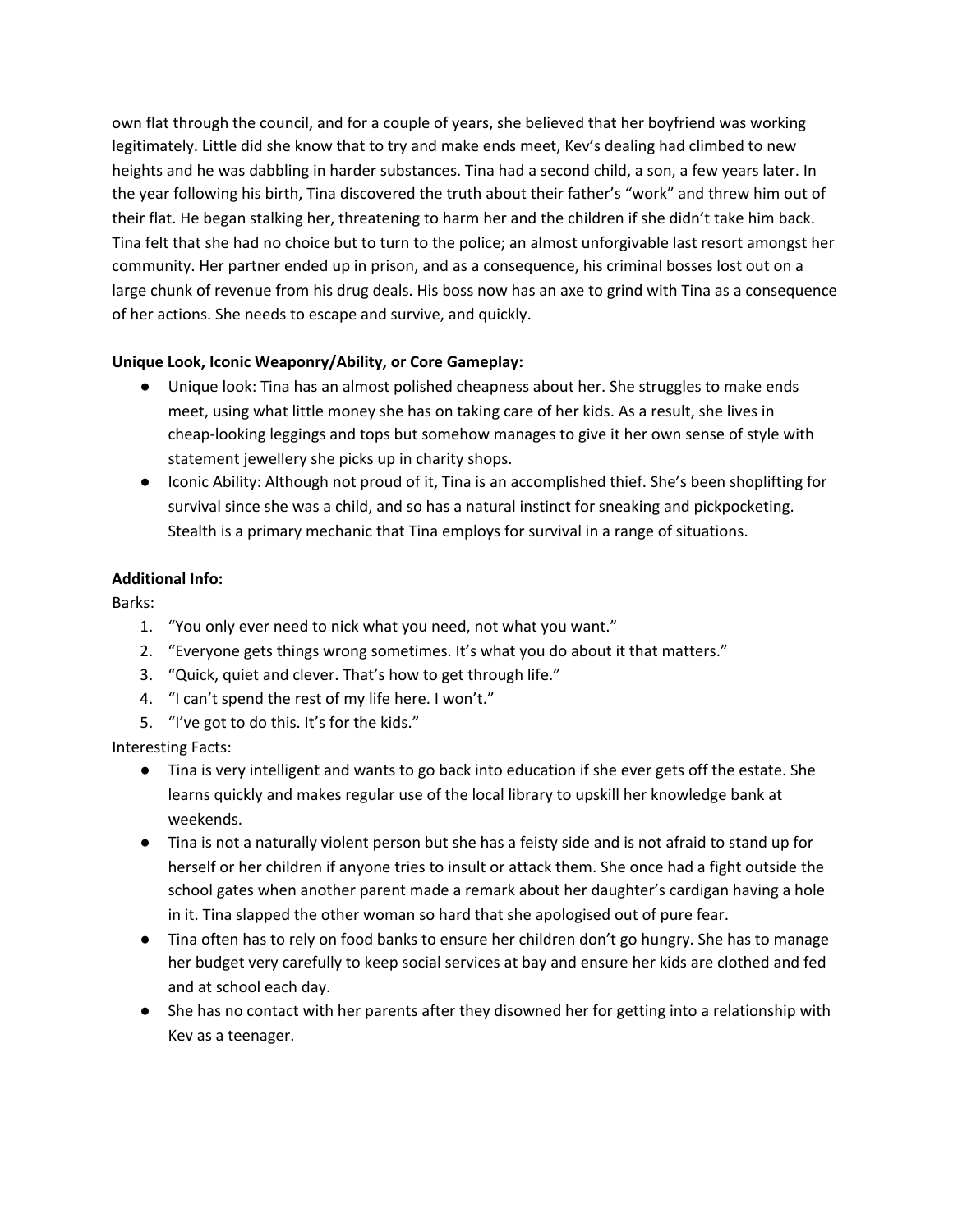own flat through the council, and for a couple of years, she believed that her boyfriend was working legitimately. Little did she know that to try and make ends meet, Kev's dealing had climbed to new heights and he was dabbling in harder substances. Tina had a second child, a son, a few years later. In the year following his birth, Tina discovered the truth about their father's "work" and threw him out of their flat. He began stalking her, threatening to harm her and the children if she didn't take him back. Tina felt that she had no choice but to turn to the police; an almost unforgivable last resort amongst her community. Her partner ended up in prison, and as a consequence, his criminal bosses lost out on a large chunk of revenue from his drug deals. His boss now has an axe to grind with Tina as a consequence of her actions. She needs to escape and survive, and quickly.

**Unique Look, Iconic Weaponry/Ability, or Core Gameplay:**

- Unique look: Tina has an almost polished cheapness about her. She struggles to make ends meet, using what little money she has on taking care of her kids. As a result, she lives in cheap-looking leggings and tops but somehow manages to give it her own sense of style with statement jewellery she picks up in charity shops.
- Iconic Ability: Although not proud of it, Tina is an accomplished thief. She's been shoplifting for survival since she was a child, and so has a natural instinct for sneaking and pickpocketing. Stealth is a primary mechanic that Tina employs for survival in a range of situations.

**Additional Info:**

Barks:

1. "You only ever need to nick what you need, not what you want."
2. "Everyone gets things wrong sometimes. It's what you do about it that matters."
3. "Quick, quiet and clever. That's how to get through life."
4. "I can't spend the rest of my life here. I won't."
5. "I've got to do this. It's for the kids."

Interesting Facts:

- Tina is very intelligent and wants to go back into education if she ever gets off the estate. She learns quickly and makes regular use of the local library to upskill her knowledge bank at weekends.
- Tina is not a naturally violent person but she has a feisty side and is not afraid to stand up for herself or her children if anyone tries to insult or attack them. She once had a fight outside the school gates when another parent made a remark about her daughter's cardigan having a hole in it. Tina slapped the other woman so hard that she apologised out of pure fear.
- Tina often has to rely on food banks to ensure her children don't go hungry. She has to manage her budget very carefully to keep social services at bay and ensure her kids are clothed and fed and at school each day.
- She has no contact with her parents after they disowned her for getting into a relationship with Kev as a teenager.